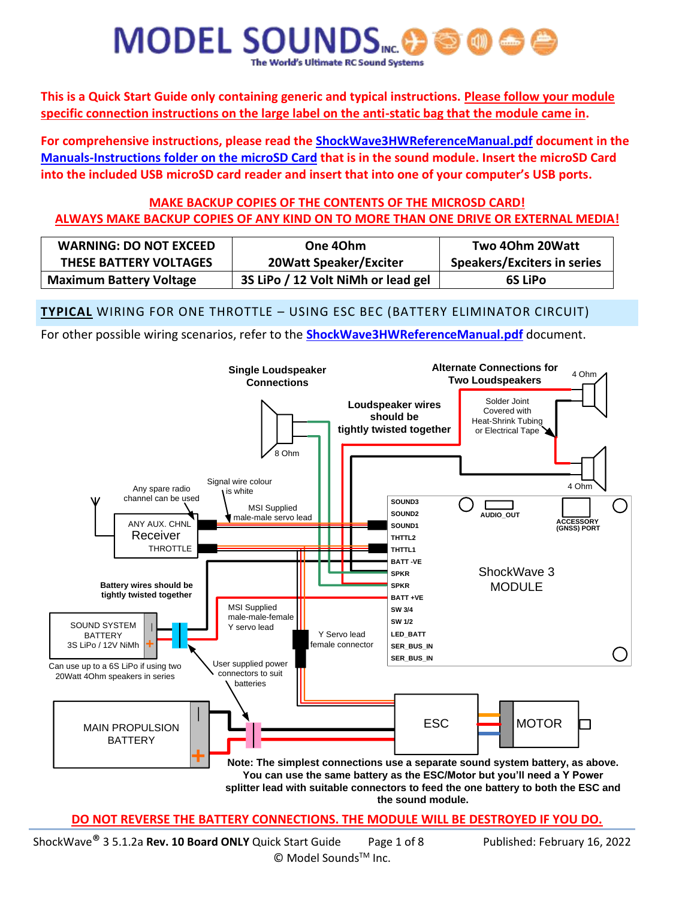# MODEL SOUNDS INC.

The World's Ultimate RC Sound Systems

**This is a Quick Start Guide only containing generic and typical instructions. Please follow your module specific connection instructions on the large label on the anti-static bag that the module came in.**

**For comprehensive instructions, please read the ShockWave3HWReferenceManual.pdf document in the Manuals-Instructions folder on the microSD Card that is in the sound module. Insert the microSD Card into the included USB microSD card reader and insert that into one of your computer's USB ports.**

**MAKE BACKUP COPIES OF THE CONTENTS OF THE MICROSD CARD!**
**ALWAYS MAKE BACKUP COPIES OF ANY KIND ON TO MORE THAN ONE DRIVE OR EXTERNAL MEDIA!**

| WARNING: DO NOT EXCEED THESE BATTERY VOLTAGES | One 4Ohm 20Watt Speaker/Exciter | Two 4Ohm 20Watt Speakers/Exciters in series |
|---|---|---|
| Maximum Battery Voltage | 3S LiPo / 12 Volt NiMh or lead gel | 6S LiPo |

## TYPICAL WIRING FOR ONE THROTTLE – USING ESC BEC (BATTERY ELIMINATOR CIRCUIT)

For other possible wiring scenarios, refer to the ShockWave3HWReferenceManual.pdf document.

Single Loudspeaker Connections

8 Ohm

Loudspeaker wires should be tightly twisted together

Alternate Connections for Two Loudspeakers

4 Ohm

Solder Joint Covered with Heat-Shrink Tubing or Electrical Tape

4 Ohm

Any spare radio channel can be used

Signal wire colour is white

MSI Supplied male-male servo lead

ANY AUX. CHNL
Receiver
THROTTLE

SOUND3
SOUND2
SOUND1
THTTL2
THTTL1
BATT -VE
SPKR
SPKR
BATT +VE
SW 3/4
SW 1/2
LED_BATT
SER_BUS_IN
SER_BUS_IN

AUDIO_OUT

ACCESSORY (GNSS) PORT

ShockWave 3 MODULE

Battery wires should be tightly twisted together

MSI Supplied male-male-female Y servo lead

Y Servo lead female connector

SOUND SYSTEM BATTERY
3S LiPo / 12V NiMh

Can use up to a 6S LiPo if using two 20Watt 4Ohm speakers in series

User supplied power connectors to suit batteries

MAIN PROPULSION BATTERY

ESC

MOTOR

**Note: The simplest connections use a separate sound system battery, as above. You can use the same battery as the ESC/Motor but you'll need a Y Power splitter lead with suitable connectors to feed the one battery to both the ESC and the sound module.**

**DO NOT REVERSE THE BATTERY CONNECTIONS. THE MODULE WILL BE DESTROYED IF YOU DO.**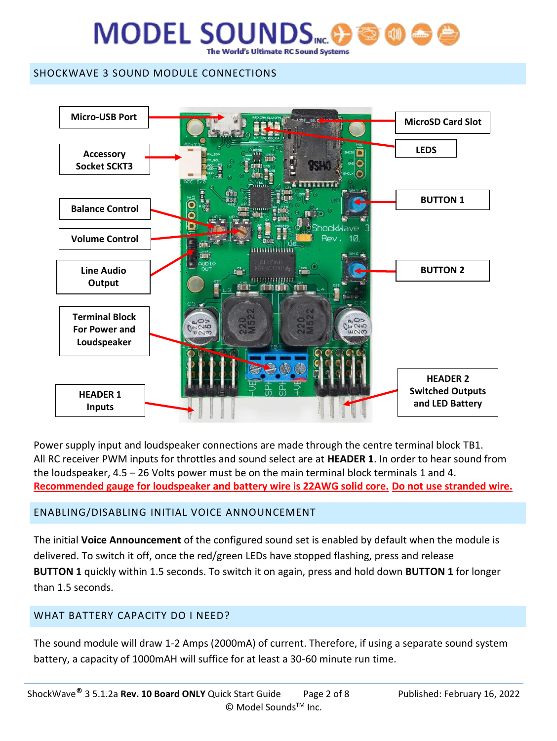## SHOCKWAVE 3 SOUND MODULE CONNECTIONS

Micro-USB Port

Accessory Socket SCKT3

Balance Control

Volume Control

Line Audio Output

Terminal Block For Power and Loudspeaker

HEADER 1 Inputs

MicroSD Card Slot

LEDS

BUTTON 1

BUTTON 2

HEADER 2 Switched Outputs and LED Battery

Power supply input and loudspeaker connections are made through the centre terminal block TB1. All RC receiver PWM inputs for throttles and sound select are at **HEADER 1**. In order to hear sound from the loudspeaker, 4.5 – 26 Volts power must be on the main terminal block terminals 1 and 4. **Recommended gauge for loudspeaker and battery wire is 22AWG solid core. Do not use stranded wire.**

## ENABLING/DISABLING INITIAL VOICE ANNOUNCEMENT

The initial **Voice Announcement** of the configured sound set is enabled by default when the module is delivered. To switch it off, once the red/green LEDs have stopped flashing, press and release **BUTTON 1** quickly within 1.5 seconds. To switch it on again, press and hold down **BUTTON 1** for longer than 1.5 seconds.

## WHAT BATTERY CAPACITY DO I NEED?

The sound module will draw 1-2 Amps (2000mA) of current. Therefore, if using a separate sound system battery, a capacity of 1000mAH will suffice for at least a 30-60 minute run time.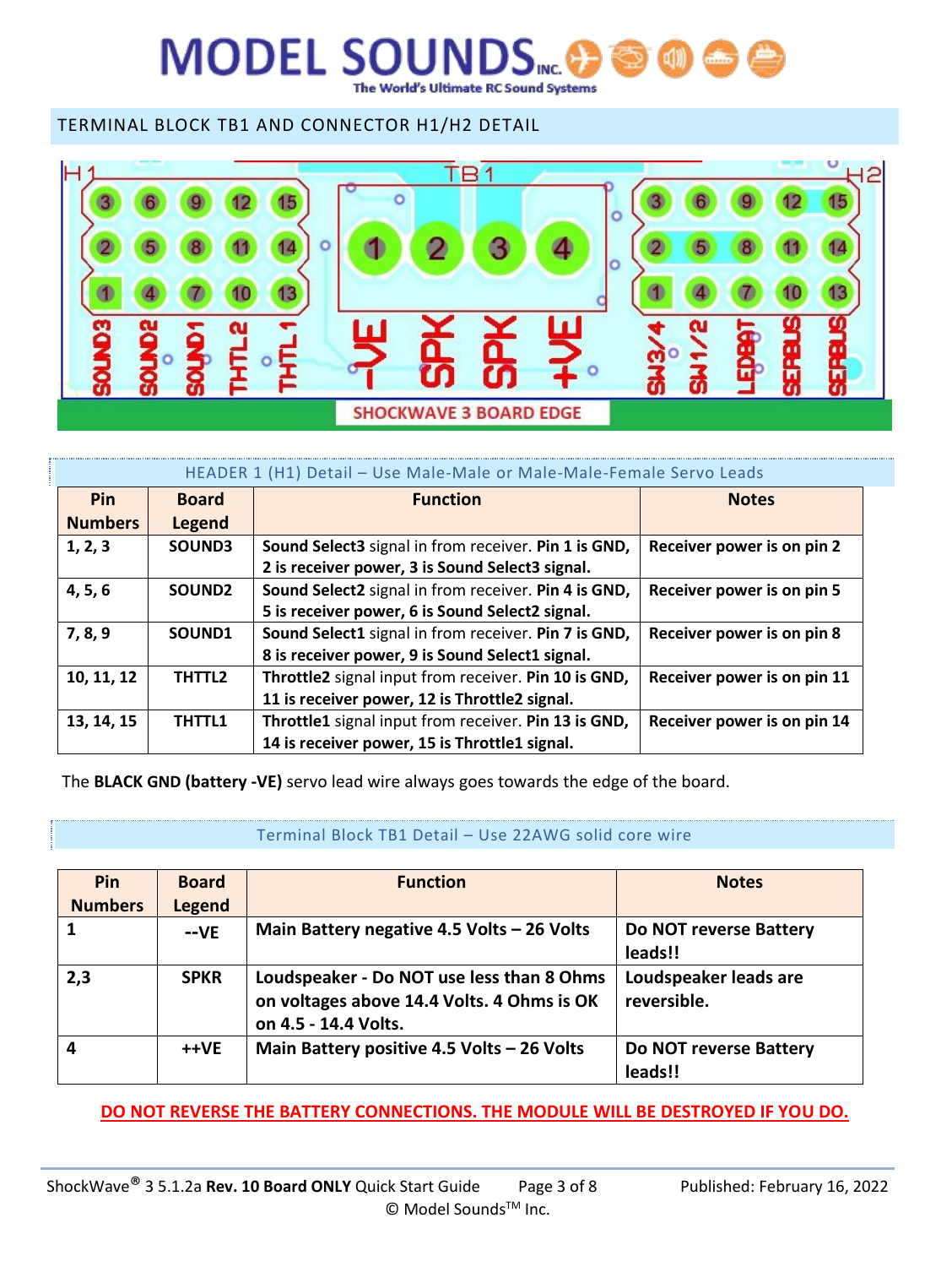## TERMINAL BLOCK TB1 AND CONNECTOR H1/H2 DETAIL

**HEADER 1 (H1) Detail – Use Male-Male or Male-Male-Female Servo Leads**

| Pin Numbers | Board Legend | Function | Notes |
|---|---|---|---|
| 1, 2, 3 | SOUND3 | **Sound Select3** signal in from receiver. **Pin 1 is GND, 2 is receiver power, 3 is Sound Select3 signal.** | **Receiver power is on pin 2** |
| 4, 5, 6 | SOUND2 | **Sound Select2** signal in from receiver. **Pin 4 is GND, 5 is receiver power, 6 is Sound Select2 signal.** | **Receiver power is on pin 5** |
| 7, 8, 9 | SOUND1 | **Sound Select1** signal in from receiver. **Pin 7 is GND, 8 is receiver power, 9 is Sound Select1 signal.** | **Receiver power is on pin 8** |
| 10, 11, 12 | THTTL2 | **Throttle2** signal input from receiver. **Pin 10 is GND, 11 is receiver power, 12 is Throttle2 signal.** | **Receiver power is on pin 11** |
| 13, 14, 15 | THTTL1 | **Throttle1** signal input from receiver. **Pin 13 is GND, 14 is receiver power, 15 is Throttle1 signal.** | **Receiver power is on pin 14** |

The **BLACK GND (battery -VE)** servo lead wire always goes towards the edge of the board.

**Terminal Block TB1 Detail – Use 22AWG solid core wire**

| Pin Numbers | Board Legend | Function | Notes |
|---|---|---|---|
| **1** | **--VE** | **Main Battery negative 4.5 Volts – 26 Volts** | **Do NOT reverse Battery leads!!** |
| **2,3** | **SPKR** | **Loudspeaker - Do NOT use less than 8 Ohms on voltages above 14.4 Volts. 4 Ohms is OK on 4.5 - 14.4 Volts.** | **Loudspeaker leads are reversible.** |
| **4** | **++VE** | **Main Battery positive 4.5 Volts – 26 Volts** | **Do NOT reverse Battery leads!!** |

**DO NOT REVERSE THE BATTERY CONNECTIONS. THE MODULE WILL BE DESTROYED IF YOU DO.**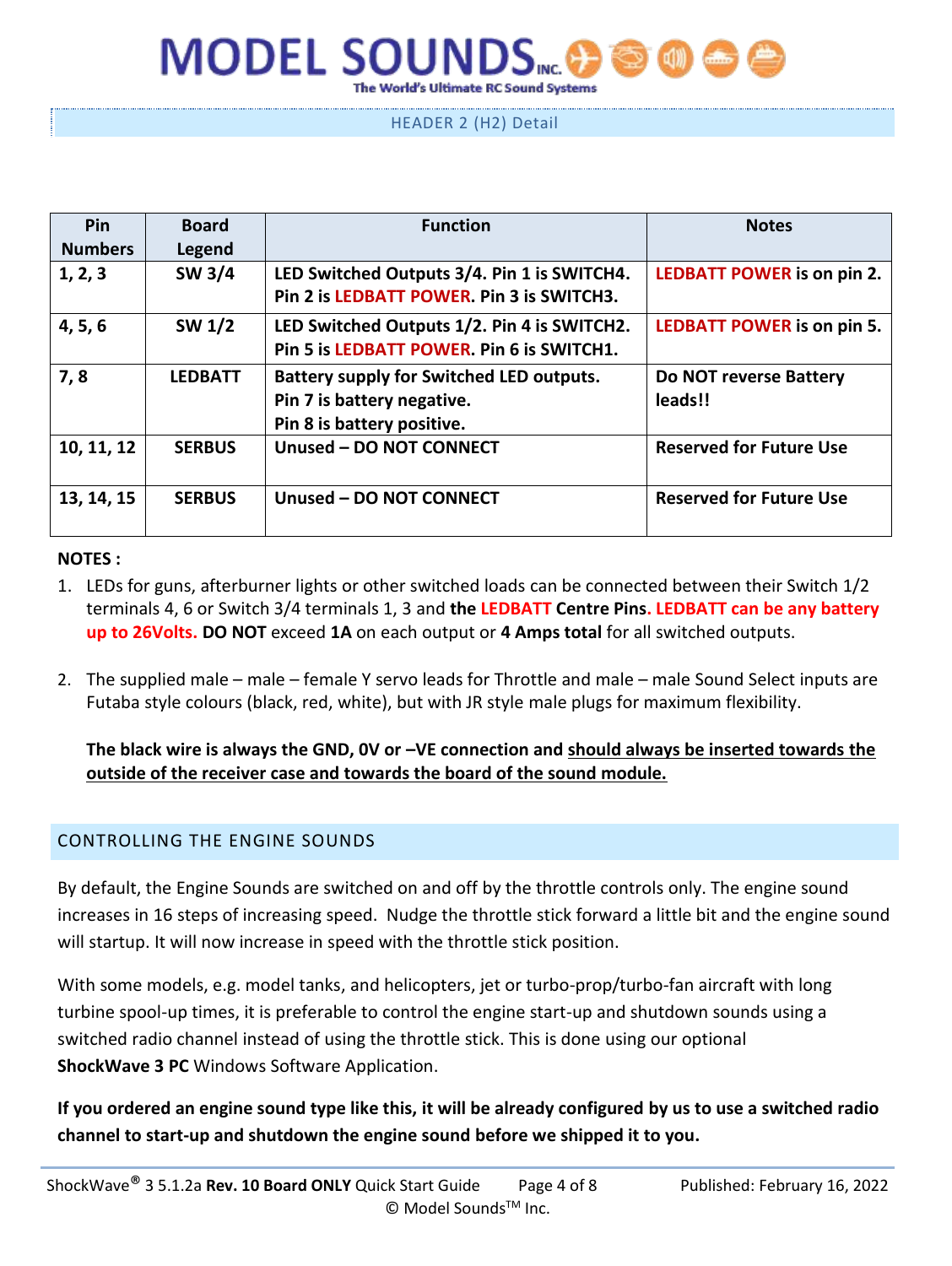## HEADER 2 (H2) Detail

| Pin Numbers | Board Legend | Function | Notes |
|---|---|---|---|
| **1, 2, 3** | **SW 3/4** | **LED Switched Outputs 3/4. Pin 1 is SWITCH4. Pin 2 is LEDBATT POWER. Pin 3 is SWITCH3.** | **LEDBATT POWER is on pin 2.** |
| **4, 5, 6** | **SW 1/2** | **LED Switched Outputs 1/2. Pin 4 is SWITCH2. Pin 5 is LEDBATT POWER. Pin 6 is SWITCH1.** | **LEDBATT POWER is on pin 5.** |
| **7, 8** | **LEDBATT** | **Battery supply for Switched LED outputs. Pin 7 is battery negative. Pin 8 is battery positive.** | **Do NOT reverse Battery leads!!** |
| **10, 11, 12** | **SERBUS** | **Unused – DO NOT CONNECT** | **Reserved for Future Use** |
| **13, 14, 15** | **SERBUS** | **Unused – DO NOT CONNECT** | **Reserved for Future Use** |

**NOTES :**

1. LEDs for guns, afterburner lights or other switched loads can be connected between their Switch 1/2 terminals 4, 6 or Switch 3/4 terminals 1, 3 and **the LEDBATT Centre Pins**. **LEDBATT can be any battery up to 26Volts. DO NOT** exceed **1A** on each output or **4 Amps total** for all switched outputs.

2. The supplied male – male – female Y servo leads for Throttle and male – male Sound Select inputs are Futaba style colours (black, red, white), but with JR style male plugs for maximum flexibility.

   **The black wire is always the GND, 0V or –VE connection and should always be inserted towards the outside of the receiver case and towards the board of the sound module.**

## CONTROLLING THE ENGINE SOUNDS

By default, the Engine Sounds are switched on and off by the throttle controls only. The engine sound increases in 16 steps of increasing speed. Nudge the throttle stick forward a little bit and the engine sound will startup. It will now increase in speed with the throttle stick position.

With some models, e.g. model tanks, and helicopters, jet or turbo-prop/turbo-fan aircraft with long turbine spool-up times, it is preferable to control the engine start-up and shutdown sounds using a switched radio channel instead of using the throttle stick. This is done using our optional **ShockWave 3 PC** Windows Software Application.

**If you ordered an engine sound type like this, it will be already configured by us to use a switched radio channel to start-up and shutdown the engine sound before we shipped it to you.**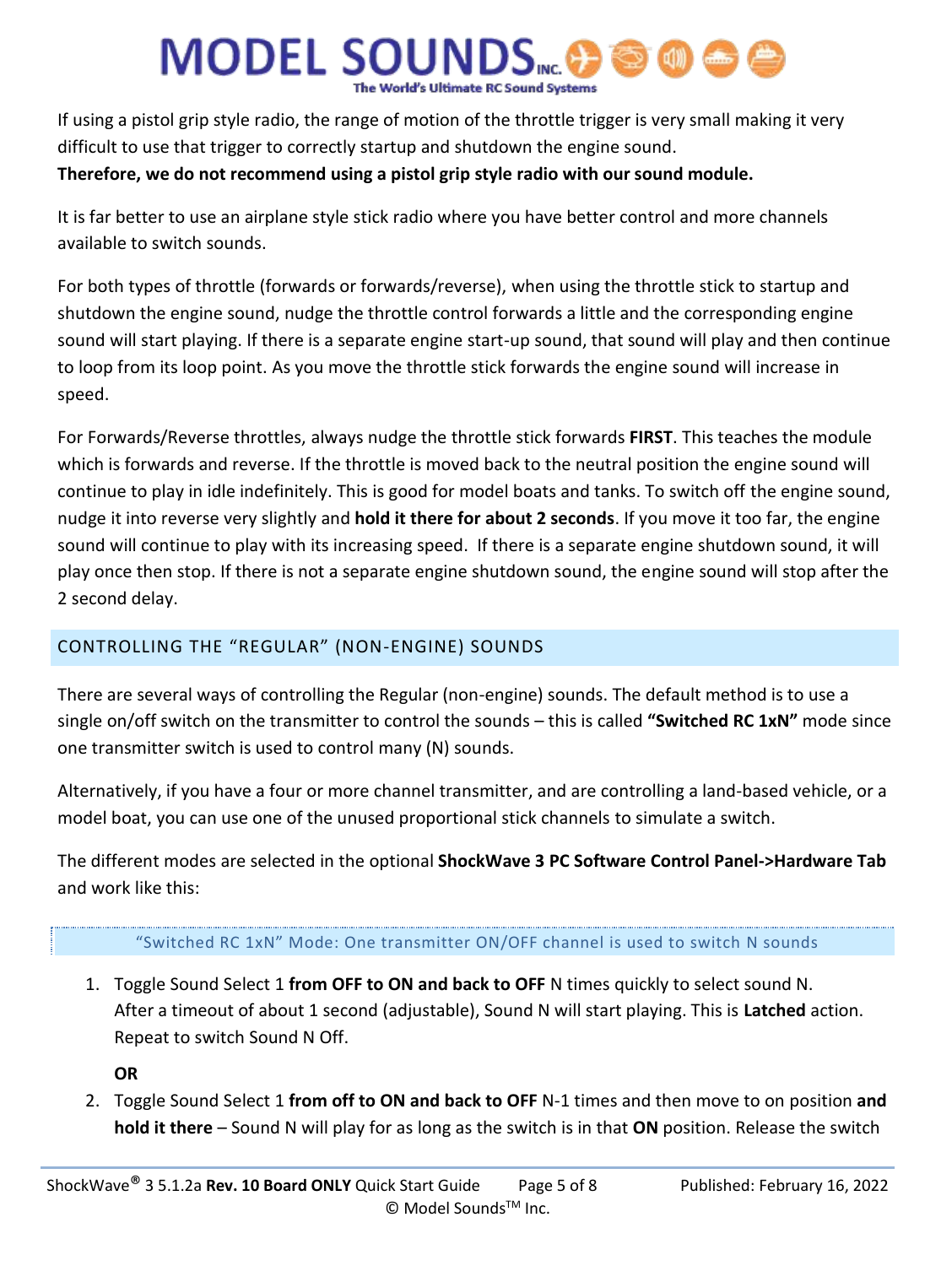If using a pistol grip style radio, the range of motion of the throttle trigger is very small making it very difficult to use that trigger to correctly startup and shutdown the engine sound.
**Therefore, we do not recommend using a pistol grip style radio with our sound module.**

It is far better to use an airplane style stick radio where you have better control and more channels available to switch sounds.

For both types of throttle (forwards or forwards/reverse), when using the throttle stick to startup and shutdown the engine sound, nudge the throttle control forwards a little and the corresponding engine sound will start playing. If there is a separate engine start-up sound, that sound will play and then continue to loop from its loop point. As you move the throttle stick forwards the engine sound will increase in speed.

For Forwards/Reverse throttles, always nudge the throttle stick forwards **FIRST**. This teaches the module which is forwards and reverse. If the throttle is moved back to the neutral position the engine sound will continue to play in idle indefinitely. This is good for model boats and tanks. To switch off the engine sound, nudge it into reverse very slightly and **hold it there for about 2 seconds**. If you move it too far, the engine sound will continue to play with its increasing speed. If there is a separate engine shutdown sound, it will play once then stop. If there is not a separate engine shutdown sound, the engine sound will stop after the 2 second delay.

## CONTROLLING THE "REGULAR" (NON-ENGINE) SOUNDS

There are several ways of controlling the Regular (non-engine) sounds. The default method is to use a single on/off switch on the transmitter to control the sounds – this is called **"Switched RC 1xN"** mode since one transmitter switch is used to control many (N) sounds.

Alternatively, if you have a four or more channel transmitter, and are controlling a land-based vehicle, or a model boat, you can use one of the unused proportional stick channels to simulate a switch.

The different modes are selected in the optional **ShockWave 3 PC Software Control Panel->Hardware Tab** and work like this:

### "Switched RC 1xN" Mode: One transmitter ON/OFF channel is used to switch N sounds

1. Toggle Sound Select 1 **from OFF to ON and back to OFF** N times quickly to select sound N. After a timeout of about 1 second (adjustable), Sound N will start playing. This is **Latched** action. Repeat to switch Sound N Off.

   **OR**

2. Toggle Sound Select 1 **from off to ON and back to OFF** N-1 times and then move to on position **and hold it there** – Sound N will play for as long as the switch is in that **ON** position. Release the switch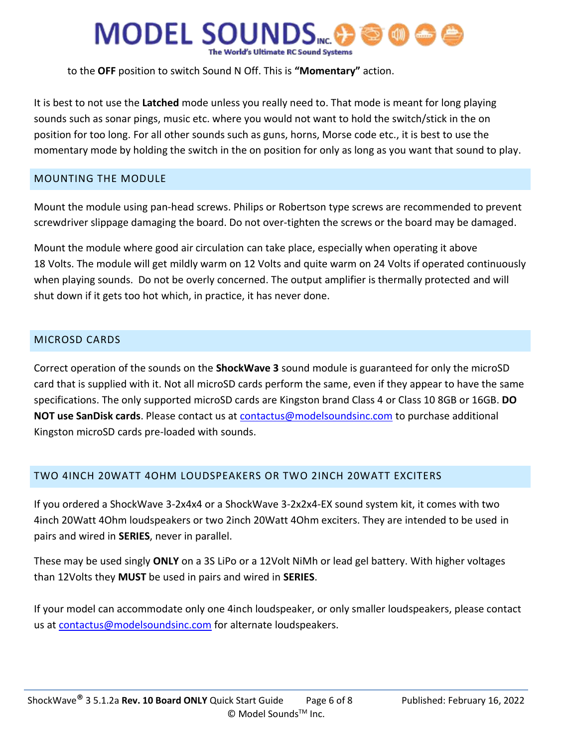to the **OFF** position to switch Sound N Off. This is **"Momentary"** action.

It is best to not use the **Latched** mode unless you really need to. That mode is meant for long playing sounds such as sonar pings, music etc. where you would not want to hold the switch/stick in the on position for too long. For all other sounds such as guns, horns, Morse code etc., it is best to use the momentary mode by holding the switch in the on position for only as long as you want that sound to play.

## MOUNTING THE MODULE

Mount the module using pan-head screws. Philips or Robertson type screws are recommended to prevent screwdriver slippage damaging the board. Do not over-tighten the screws or the board may be damaged.

Mount the module where good air circulation can take place, especially when operating it above 18 Volts. The module will get mildly warm on 12 Volts and quite warm on 24 Volts if operated continuously when playing sounds. Do not be overly concerned. The output amplifier is thermally protected and will shut down if it gets too hot which, in practice, it has never done.

## MICROSD CARDS

Correct operation of the sounds on the **ShockWave 3** sound module is guaranteed for only the microSD card that is supplied with it. Not all microSD cards perform the same, even if they appear to have the same specifications. The only supported microSD cards are Kingston brand Class 4 or Class 10 8GB or 16GB. **DO NOT use SanDisk cards**. Please contact us at contactus@modelsoundsinc.com to purchase additional Kingston microSD cards pre-loaded with sounds.

## TWO 4INCH 20WATT 4OHM LOUDSPEAKERS OR TWO 2INCH 20WATT EXCITERS

If you ordered a ShockWave 3-2x4x4 or a ShockWave 3-2x2x4-EX sound system kit, it comes with two 4inch 20Watt 4Ohm loudspeakers or two 2inch 20Watt 4Ohm exciters. They are intended to be used in pairs and wired in **SERIES**, never in parallel.

These may be used singly **ONLY** on a 3S LiPo or a 12Volt NiMh or lead gel battery. With higher voltages than 12Volts they **MUST** be used in pairs and wired in **SERIES**.

If your model can accommodate only one 4inch loudspeaker, or only smaller loudspeakers, please contact us at contactus@modelsoundsinc.com for alternate loudspeakers.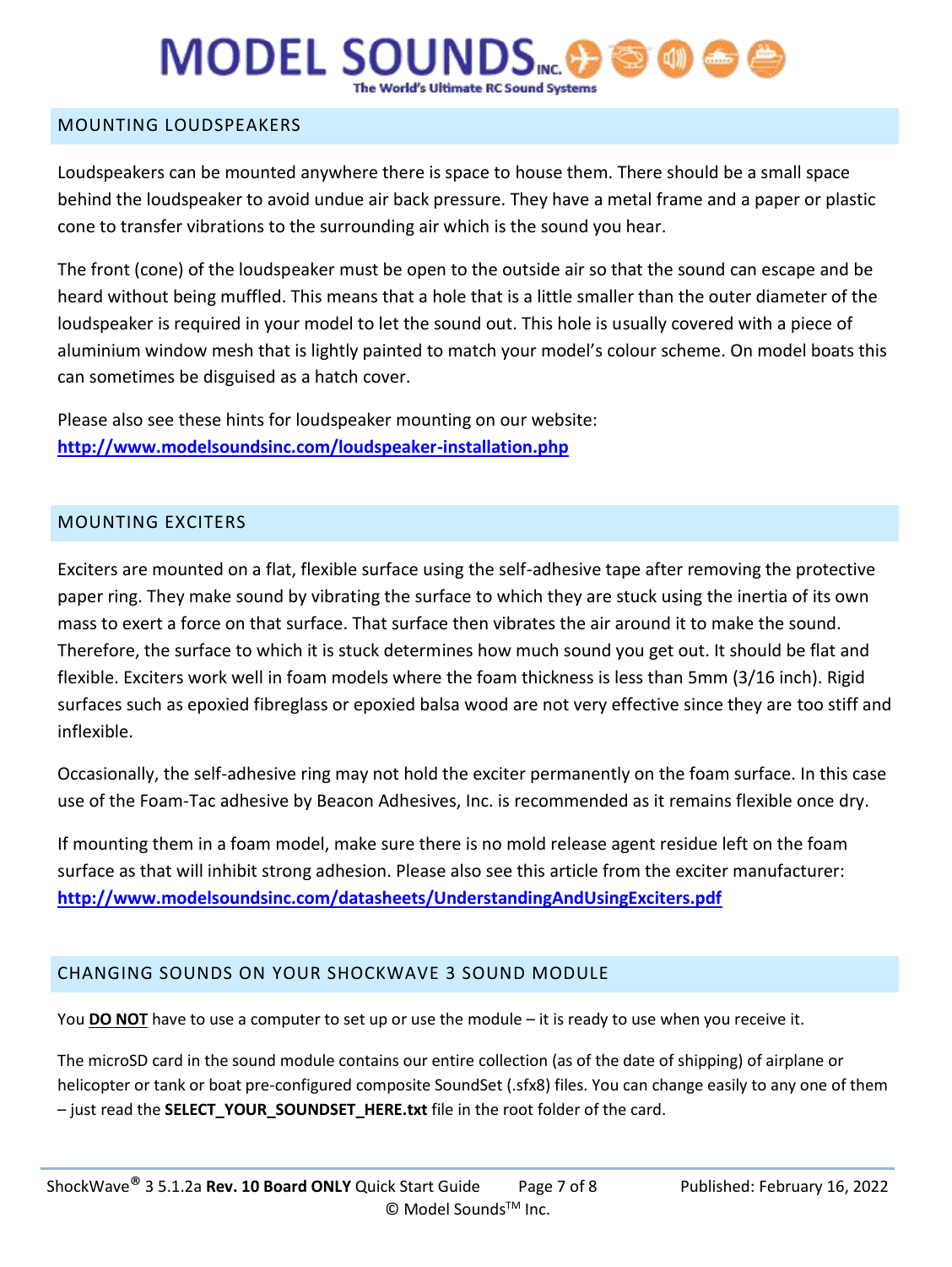## MOUNTING LOUDSPEAKERS

Loudspeakers can be mounted anywhere there is space to house them. There should be a small space behind the loudspeaker to avoid undue air back pressure. They have a metal frame and a paper or plastic cone to transfer vibrations to the surrounding air which is the sound you hear.

The front (cone) of the loudspeaker must be open to the outside air so that the sound can escape and be heard without being muffled. This means that a hole that is a little smaller than the outer diameter of the loudspeaker is required in your model to let the sound out. This hole is usually covered with a piece of aluminium window mesh that is lightly painted to match your model's colour scheme. On model boats this can sometimes be disguised as a hatch cover.

Please also see these hints for loudspeaker mounting on our website:
**http://www.modelsoundsinc.com/loudspeaker-installation.php**

## MOUNTING EXCITERS

Exciters are mounted on a flat, flexible surface using the self-adhesive tape after removing the protective paper ring. They make sound by vibrating the surface to which they are stuck using the inertia of its own mass to exert a force on that surface. That surface then vibrates the air around it to make the sound. Therefore, the surface to which it is stuck determines how much sound you get out. It should be flat and flexible. Exciters work well in foam models where the foam thickness is less than 5mm (3/16 inch). Rigid surfaces such as epoxied fibreglass or epoxied balsa wood are not very effective since they are too stiff and inflexible.

Occasionally, the self-adhesive ring may not hold the exciter permanently on the foam surface. In this case use of the Foam-Tac adhesive by Beacon Adhesives, Inc. is recommended as it remains flexible once dry.

If mounting them in a foam model, make sure there is no mold release agent residue left on the foam surface as that will inhibit strong adhesion. Please also see this article from the exciter manufacturer:
**http://www.modelsoundsinc.com/datasheets/UnderstandingAndUsingExciters.pdf**

## CHANGING SOUNDS ON YOUR SHOCKWAVE 3 SOUND MODULE

You **DO NOT** have to use a computer to set up or use the module – it is ready to use when you receive it.

The microSD card in the sound module contains our entire collection (as of the date of shipping) of airplane or helicopter or tank or boat pre-configured composite SoundSet (.sfx8) files. You can change easily to any one of them – just read the **SELECT_YOUR_SOUNDSET_HERE.txt** file in the root folder of the card.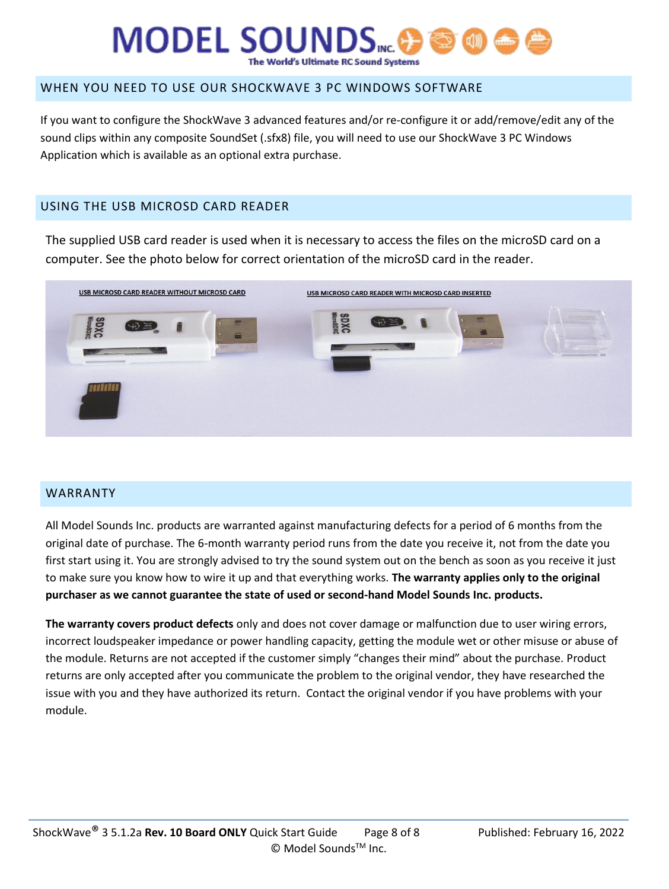## WHEN YOU NEED TO USE OUR SHOCKWAVE 3 PC WINDOWS SOFTWARE

If you want to configure the ShockWave 3 advanced features and/or re-configure it or add/remove/edit any of the sound clips within any composite SoundSet (.sfx8) file, you will need to use our ShockWave 3 PC Windows Application which is available as an optional extra purchase.

## USING THE USB MICROSD CARD READER

The supplied USB card reader is used when it is necessary to access the files on the microSD card on a computer. See the photo below for correct orientation of the microSD card in the reader.

USB MICROSD CARD READER WITHOUT MICROSD CARD

USB MICROSD CARD READER WITH MICROSD CARD INSERTED

## WARRANTY

All Model Sounds Inc. products are warranted against manufacturing defects for a period of 6 months from the original date of purchase. The 6-month warranty period runs from the date you receive it, not from the date you first start using it. You are strongly advised to try the sound system out on the bench as soon as you receive it just to make sure you know how to wire it up and that everything works. **The warranty applies only to the original purchaser as we cannot guarantee the state of used or second-hand Model Sounds Inc. products.**

**The warranty covers product defects** only and does not cover damage or malfunction due to user wiring errors, incorrect loudspeaker impedance or power handling capacity, getting the module wet or other misuse or abuse of the module. Returns are not accepted if the customer simply "changes their mind" about the purchase. Product returns are only accepted after you communicate the problem to the original vendor, they have researched the issue with you and they have authorized its return. Contact the original vendor if you have problems with your module.